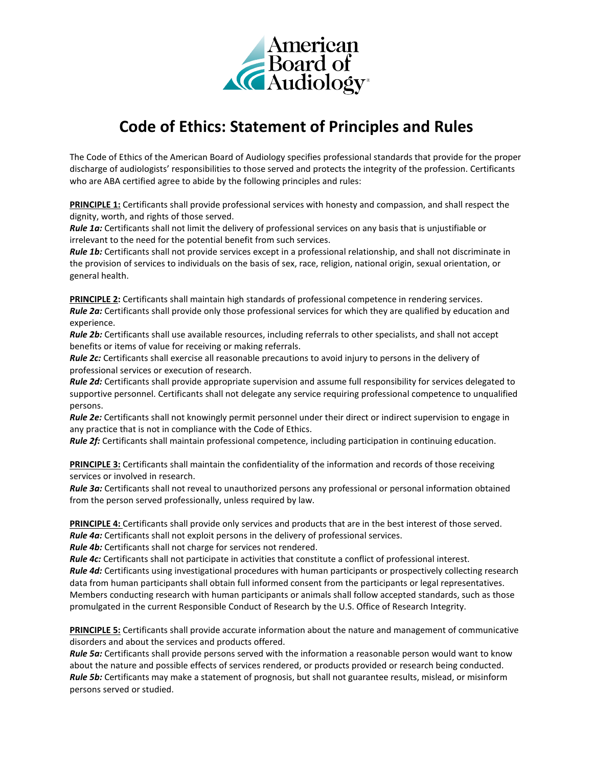American Board of Audiology

# Code of Ethics: Statement of Principles and Rules

The Code of Ethics of the American Board of Audiology specifies professional standards that provide for the proper discharge of audiologists' responsibilities to those served and protects the integrity of the profession. Certificants who are ABA certified agree to abide by the following principles and rules:

**PRINCIPLE 1:** Certificants shall provide professional services with honesty and compassion, and shall respect the dignity, worth, and rights of those served.
***Rule 1a:*** Certificants shall not limit the delivery of professional services on any basis that is unjustifiable or irrelevant to the need for the potential benefit from such services.
***Rule 1b:*** Certificants shall not provide services except in a professional relationship, and shall not discriminate in the provision of services to individuals on the basis of sex, race, religion, national origin, sexual orientation, or general health.

**PRINCIPLE 2:** Certificants shall maintain high standards of professional competence in rendering services.
***Rule 2a:*** Certificants shall provide only those professional services for which they are qualified by education and experience.
***Rule 2b:*** Certificants shall use available resources, including referrals to other specialists, and shall not accept benefits or items of value for receiving or making referrals.
***Rule 2c:*** Certificants shall exercise all reasonable precautions to avoid injury to persons in the delivery of professional services or execution of research.
***Rule 2d:*** Certificants shall provide appropriate supervision and assume full responsibility for services delegated to supportive personnel. Certificants shall not delegate any service requiring professional competence to unqualified persons.
***Rule 2e:*** Certificants shall not knowingly permit personnel under their direct or indirect supervision to engage in any practice that is not in compliance with the Code of Ethics.
***Rule 2f:*** Certificants shall maintain professional competence, including participation in continuing education.

**PRINCIPLE 3:** Certificants shall maintain the confidentiality of the information and records of those receiving services or involved in research.
***Rule 3a:*** Certificants shall not reveal to unauthorized persons any professional or personal information obtained from the person served professionally, unless required by law.

**PRINCIPLE 4:** Certificants shall provide only services and products that are in the best interest of those served.
***Rule 4a:*** Certificants shall not exploit persons in the delivery of professional services.
***Rule 4b:*** Certificants shall not charge for services not rendered.
***Rule 4c:*** Certificants shall not participate in activities that constitute a conflict of professional interest.
***Rule 4d:*** Certificants using investigational procedures with human participants or prospectively collecting research data from human participants shall obtain full informed consent from the participants or legal representatives. Members conducting research with human participants or animals shall follow accepted standards, such as those promulgated in the current Responsible Conduct of Research by the U.S. Office of Research Integrity.

**PRINCIPLE 5:** Certificants shall provide accurate information about the nature and management of communicative disorders and about the services and products offered.
***Rule 5a:*** Certificants shall provide persons served with the information a reasonable person would want to know about the nature and possible effects of services rendered, or products provided or research being conducted.
***Rule 5b:*** Certificants may make a statement of prognosis, but shall not guarantee results, mislead, or misinform persons served or studied.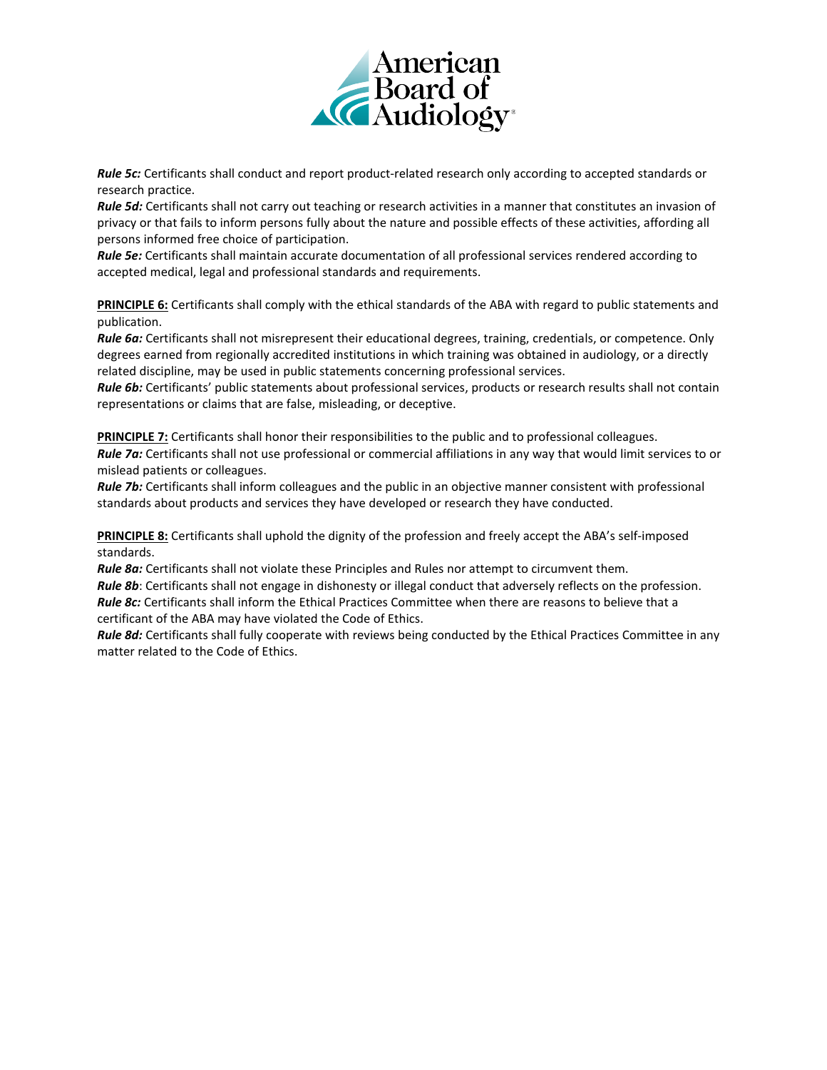***Rule 5c:*** Certificants shall conduct and report product-related research only according to accepted standards or research practice.
***Rule 5d:*** Certificants shall not carry out teaching or research activities in a manner that constitutes an invasion of privacy or that fails to inform persons fully about the nature and possible effects of these activities, affording all persons informed free choice of participation.
***Rule 5e:*** Certificants shall maintain accurate documentation of all professional services rendered according to accepted medical, legal and professional standards and requirements.

**PRINCIPLE 6:** Certificants shall comply with the ethical standards of the ABA with regard to public statements and publication.
***Rule 6a:*** Certificants shall not misrepresent their educational degrees, training, credentials, or competence. Only degrees earned from regionally accredited institutions in which training was obtained in audiology, or a directly related discipline, may be used in public statements concerning professional services.
***Rule 6b:*** Certificants' public statements about professional services, products or research results shall not contain representations or claims that are false, misleading, or deceptive.

**PRINCIPLE 7:** Certificants shall honor their responsibilities to the public and to professional colleagues.
***Rule 7a:*** Certificants shall not use professional or commercial affiliations in any way that would limit services to or mislead patients or colleagues.
***Rule 7b:*** Certificants shall inform colleagues and the public in an objective manner consistent with professional standards about products and services they have developed or research they have conducted.

**PRINCIPLE 8:** Certificants shall uphold the dignity of the profession and freely accept the ABA's self-imposed standards.
***Rule 8a:*** Certificants shall not violate these Principles and Rules nor attempt to circumvent them.
***Rule 8b***: Certificants shall not engage in dishonesty or illegal conduct that adversely reflects on the profession.
***Rule 8c:*** Certificants shall inform the Ethical Practices Committee when there are reasons to believe that a certificant of the ABA may have violated the Code of Ethics.
***Rule 8d:*** Certificants shall fully cooperate with reviews being conducted by the Ethical Practices Committee in any matter related to the Code of Ethics.